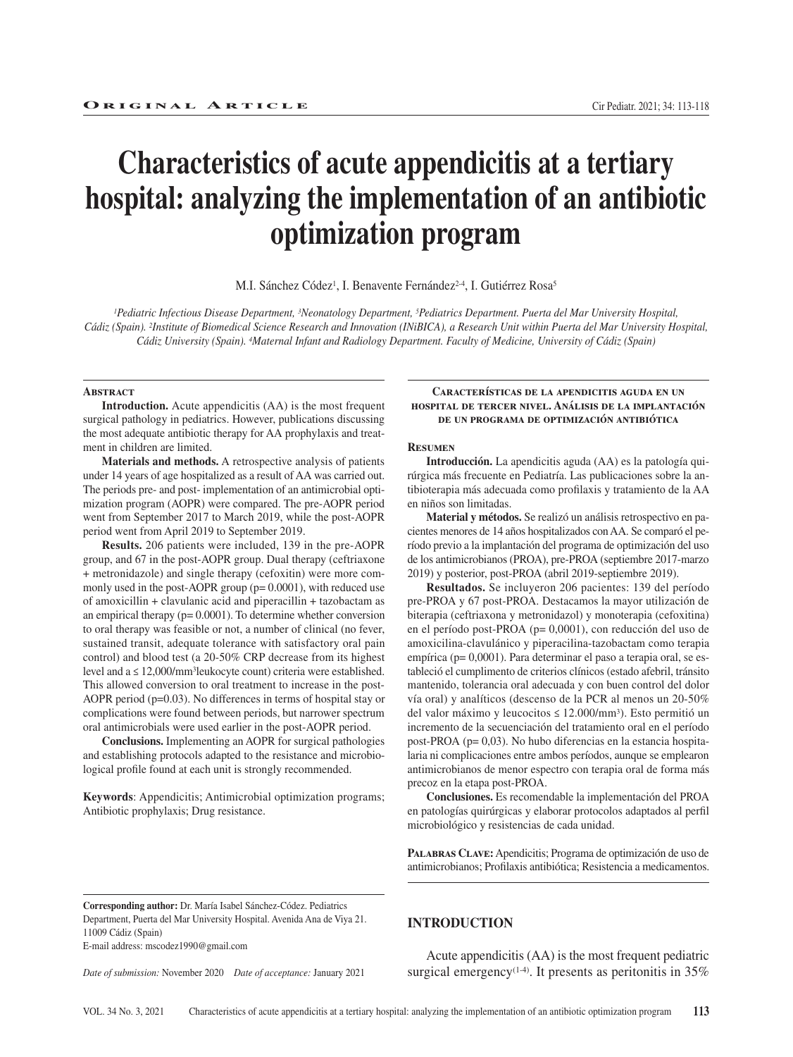ORIGINAL ARTICLE

# Characteristics of acute appendicitis at a tertiary hospital: analyzing the implementation of an antibiotic optimization program

M.I. Sánchez Códez[1], I. Benavente Fernández[2-4], I. Gutiérrez Rosa[5]

*[1]Pediatric Infectious Disease Department, [3]Neonatology Department, [5]Pediatrics Department. Puerta del Mar University Hospital, Cádiz (Spain). [2]Institute of Biomedical Science Research and Innovation (INiBICA), a Research Unit within Puerta del Mar University Hospital, Cádiz University (Spain). [4]Maternal Infant and Radiology Department. Faculty of Medicine, University of Cádiz (Spain)*

## Abstract

**Introduction.** Acute appendicitis (AA) is the most frequent surgical pathology in pediatrics. However, publications discussing the most adequate antibiotic therapy for AA prophylaxis and treatment in children are limited.

**Materials and methods.** A retrospective analysis of patients under 14 years of age hospitalized as a result of AA was carried out. The periods pre- and post- implementation of an antimicrobial optimization program (AOPR) were compared. The pre-AOPR period went from September 2017 to March 2019, while the post-AOPR period went from April 2019 to September 2019.

**Results.** 206 patients were included, 139 in the pre-AOPR group, and 67 in the post-AOPR group. Dual therapy (ceftriaxone + metronidazole) and single therapy (cefoxitin) were more commonly used in the post-AOPR group (p= 0.0001), with reduced use of amoxicillin + clavulanic acid and piperacillin + tazobactam as an empirical therapy (p= 0.0001). To determine whether conversion to oral therapy was feasible or not, a number of clinical (no fever, sustained transit, adequate tolerance with satisfactory oral pain control) and blood test (a 20-50% CRP decrease from its highest level and a ≤ 12,000/mm$^3$ leukocyte count) criteria were established. This allowed conversion to oral treatment to increase in the post-AOPR period (p=0.03). No differences in terms of hospital stay or complications were found between periods, but narrower spectrum oral antimicrobials were used earlier in the post-AOPR period.

**Conclusions.** Implementing an AOPR for surgical pathologies and establishing protocols adapted to the resistance and microbiological profile found at each unit is strongly recommended.

**Keywords**: Appendicitis; Antimicrobial optimization programs; Antibiotic prophylaxis; Drug resistance.

## Características de la apendicitis aguda en un hospital de tercer nivel. Análisis de la implantación de un programa de optimización antibiótica

### Resumen

**Introducción.** La apendicitis aguda (AA) es la patología quirúrgica más frecuente en Pediatría. Las publicaciones sobre la antibioterapia más adecuada como profilaxis y tratamiento de la AA en niños son limitadas.

**Material y métodos.** Se realizó un análisis retrospectivo en pacientes menores de 14 años hospitalizados con AA. Se comparó el período previo a la implantación del programa de optimización del uso de los antimicrobianos (PROA), pre-PROA (septiembre 2017-marzo 2019) y posterior, post-PROA (abril 2019-septiembre 2019).

**Resultados.** Se incluyeron 206 pacientes: 139 del período pre-PROA y 67 post-PROA. Destacamos la mayor utilización de biterapia (ceftriaxona y metronidazol) y monoterapia (cefoxitina) en el período post-PROA (p= 0,0001), con reducción del uso de amoxicilina-clavulánico y piperacilina-tazobactam como terapia empírica (p= 0,0001). Para determinar el paso a terapia oral, se estableció el cumplimento de criterios clínicos (estado afebril, tránsito mantenido, tolerancia oral adecuada y con buen control del dolor vía oral) y analíticos (descenso de la PCR al menos un 20-50% del valor máximo y leucocitos ≤ 12.000/mm$^3$). Esto permitió un incremento de la secuenciación del tratamiento oral en el período post-PROA (p= 0,03). No hubo diferencias en la estancia hospitalaria ni complicaciones entre ambos períodos, aunque se emplearon antimicrobianos de menor espectro con terapia oral de forma más precoz en la etapa post-PROA.

**Conclusiones.** Es recomendable la implementación del PROA en patologías quirúrgicas y elaborar protocolos adaptados al perfil microbiológico y resistencias de cada unidad.

**Palabras Clave:** Apendicitis; Programa de optimización de uso de antimicrobianos; Profilaxis antibiótica; Resistencia a medicamentos.

**Corresponding author:** Dr. María Isabel Sánchez-Códez. Pediatrics Department, Puerta del Mar University Hospital. Avenida Ana de Viya 21. 11009 Cádiz (Spain)
E-mail address: mscodez1990@gmail.com

*Date of submission:* November 2020 *Date of acceptance:* January 2021

## INTRODUCTION

Acute appendicitis (AA) is the most frequent pediatric surgical emergency[1-4]. It presents as peritonitis in 35%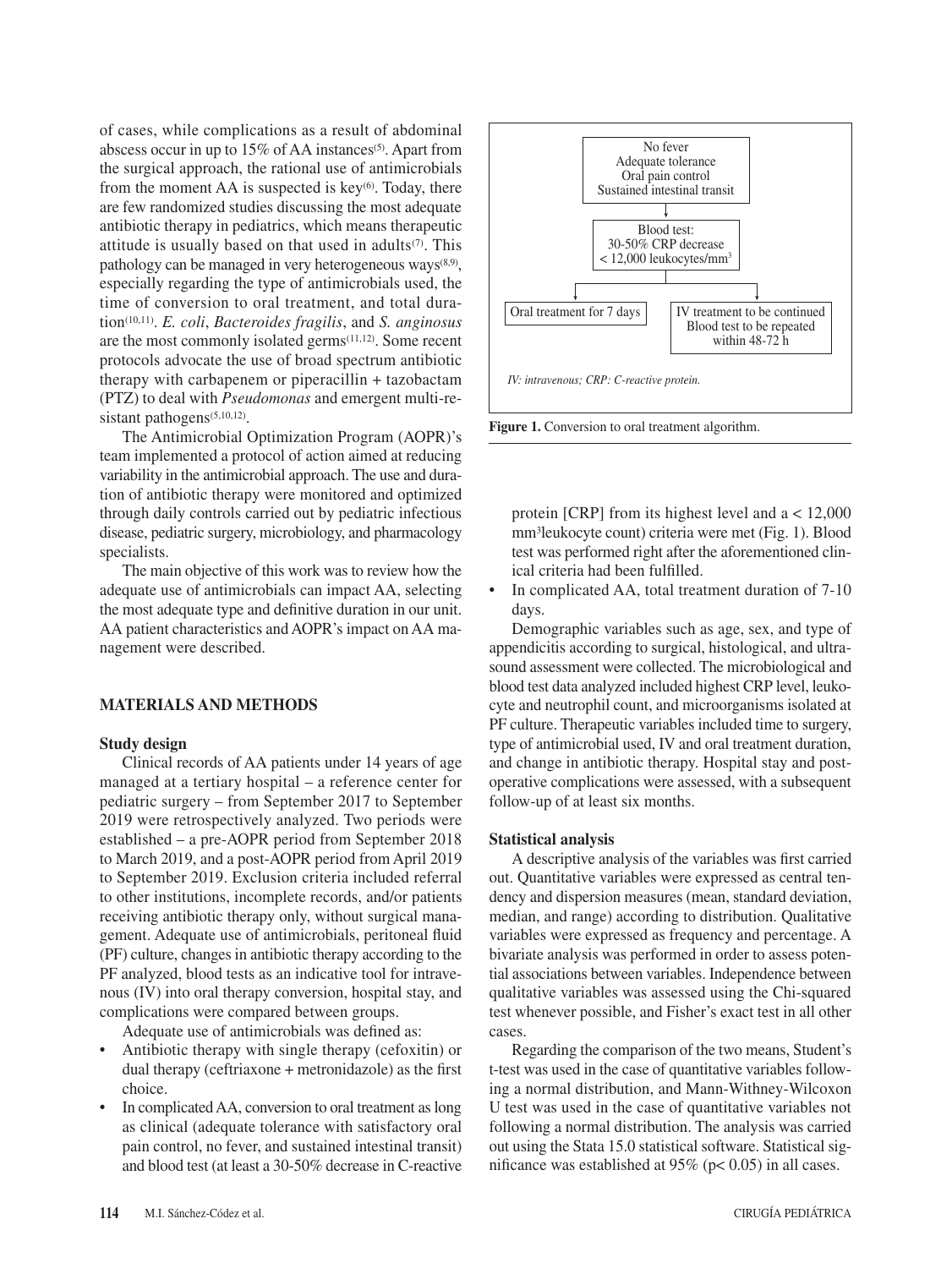of cases, while complications as a result of abdominal abscess occur in up to 15% of AA instances[5]. Apart from the surgical approach, the rational use of antimicrobials from the moment AA is suspected is key[6]. Today, there are few randomized studies discussing the most adequate antibiotic therapy in pediatrics, which means therapeutic attitude is usually based on that used in adults[7]. This pathology can be managed in very heterogeneous ways[8,9], especially regarding the type of antimicrobials used, the time of conversion to oral treatment, and total duration[10,11]. *E. coli*, *Bacteroides fragilis*, and *S. anginosus* are the most commonly isolated germs[11,12]. Some recent protocols advocate the use of broad spectrum antibiotic therapy with carbapenem or piperacillin + tazobactam (PTZ) to deal with *Pseudomonas* and emergent multi-resistant pathogens[5,10,12].

The Antimicrobial Optimization Program (AOPR)'s team implemented a protocol of action aimed at reducing variability in the antimicrobial approach. The use and duration of antibiotic therapy were monitored and optimized through daily controls carried out by pediatric infectious disease, pediatric surgery, microbiology, and pharmacology specialists.

The main objective of this work was to review how the adequate use of antimicrobials can impact AA, selecting the most adequate type and definitive duration in our unit. AA patient characteristics and AOPR's impact on AA management were described.

## MATERIALS AND METHODS

### Study design

Clinical records of AA patients under 14 years of age managed at a tertiary hospital – a reference center for pediatric surgery – from September 2017 to September 2019 were retrospectively analyzed. Two periods were established – a pre-AOPR period from September 2018 to March 2019, and a post-AOPR period from April 2019 to September 2019. Exclusion criteria included referral to other institutions, incomplete records, and/or patients receiving antibiotic therapy only, without surgical management. Adequate use of antimicrobials, peritoneal fluid (PF) culture, changes in antibiotic therapy according to the PF analyzed, blood tests as an indicative tool for intravenous (IV) into oral therapy conversion, hospital stay, and complications were compared between groups.

Adequate use of antimicrobials was defined as:

- Antibiotic therapy with single therapy (cefoxitin) or dual therapy (ceftriaxone + metronidazole) as the first choice.
- In complicated AA, conversion to oral treatment as long as clinical (adequate tolerance with satisfactory oral pain control, no fever, and sustained intestinal transit) and blood test (at least a 30-50% decrease in C-reactive protein [CRP] from its highest level and a < 12,000 mm³leukocyte count) criteria were met (Fig. 1). Blood test was performed right after the aforementioned clinical criteria had been fulfilled.
- In complicated AA, total treatment duration of 7-10 days.

No fever
Adequate tolerance
Oral pain control
Sustained intestinal transit

↓

Blood test:
30-50% CRP decrease
< 12,000 leukocytes/mm³

↓

Oral treatment for 7 days | IV treatment to be continued. Blood test to be repeated within 48-72 h

*IV: intravenous; CRP: C-reactive protein.*

**Figure 1.** Conversion to oral treatment algorithm.

Demographic variables such as age, sex, and type of appendicitis according to surgical, histological, and ultrasound assessment were collected. The microbiological and blood test data analyzed included highest CRP level, leukocyte and neutrophil count, and microorganisms isolated at PF culture. Therapeutic variables included time to surgery, type of antimicrobial used, IV and oral treatment duration, and change in antibiotic therapy. Hospital stay and postoperative complications were assessed, with a subsequent follow-up of at least six months.

### Statistical analysis

A descriptive analysis of the variables was first carried out. Quantitative variables were expressed as central tendency and dispersion measures (mean, standard deviation, median, and range) according to distribution. Qualitative variables were expressed as frequency and percentage. A bivariate analysis was performed in order to assess potential associations between variables. Independence between qualitative variables was assessed using the Chi-squared test whenever possible, and Fisher's exact test in all other cases.

Regarding the comparison of the two means, Student's t-test was used in the case of quantitative variables following a normal distribution, and Mann-Withney-Wilcoxon U test was used in the case of quantitative variables not following a normal distribution. The analysis was carried out using the Stata 15.0 statistical software. Statistical significance was established at 95% ($p < 0.05$) in all cases.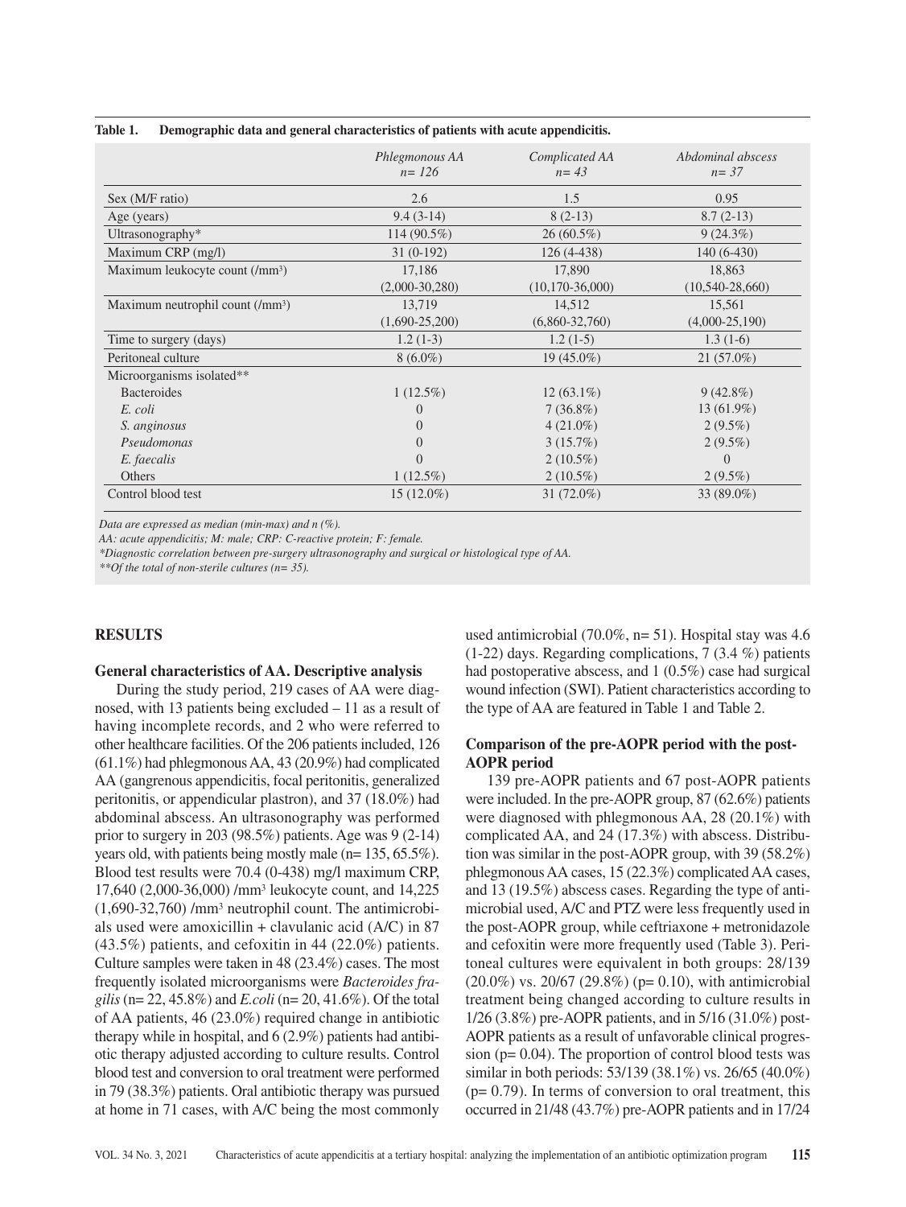**Table 1. Demographic data and general characteristics of patients with acute appendicitis.**

| | *Phlegmonous AA n= 126* | *Complicated AA n= 43* | *Abdominal abscess n= 37* |
|---|---|---|---|
| Sex (M/F ratio) | 2.6 | 1.5 | 0.95 |
| Age (years) | 9.4 (3-14) | 8 (2-13) | 8.7 (2-13) |
| Ultrasonography* | 114 (90.5%) | 26 (60.5%) | 9 (24.3%) |
| Maximum CRP (mg/l) | 31 (0-192) | 126 (4-438) | 140 (6-430) |
| Maximum leukocyte count (/mm³) | 17,186 (2,000-30,280) | 17,890 (10,170-36,000) | 18,863 (10,540-28,660) |
| Maximum neutrophil count (/mm³) | 13,719 (1,690-25,200) | 14,512 (6,860-32,760) | 15,561 (4,000-25,190) |
| Time to surgery (days) | 1.2 (1-3) | 1.2 (1-5) | 1.3 (1-6) |
| Peritoneal culture | 8 (6.0%) | 19 (45.0%) | 21 (57.0%) |
| Microorganisms isolated** | | | |
| Bacteroides | 1 (12.5%) | 12 (63.1%) | 9 (42.8%) |
| *E. coli* | 0 | 7 (36.8%) | 13 (61.9%) |
| *S. anginosus* | 0 | 4 (21.0%) | 2 (9.5%) |
| *Pseudomonas* | 0 | 3 (15.7%) | 2 (9.5%) |
| *E. faecalis* | 0 | 2 (10.5%) | 0 |
| Others | 1 (12.5%) | 2 (10.5%) | 2 (9.5%) |
| Control blood test | 15 (12.0%) | 31 (72.0%) | 33 (89.0%) |

*Data are expressed as median (min-max) and n (%).*
*AA: acute appendicitis; M: male; CRP: C-reactive protein; F: female.*
*\*Diagnostic correlation between pre-surgery ultrasonography and surgical or histological type of AA.*
*\*\*Of the total of non-sterile cultures (n= 35).*

## RESULTS

### General characteristics of AA. Descriptive analysis

During the study period, 219 cases of AA were diagnosed, with 13 patients being excluded – 11 as a result of having incomplete records, and 2 who were referred to other healthcare facilities. Of the 206 patients included, 126 (61.1%) had phlegmonous AA, 43 (20.9%) had complicated AA (gangrenous appendicitis, focal peritonitis, generalized peritonitis, or appendicular plastron), and 37 (18.0%) had abdominal abscess. An ultrasonography was performed prior to surgery in 203 (98.5%) patients. Age was 9 (2-14) years old, with patients being mostly male (n= 135, 65.5%). Blood test results were 70.4 (0-438) mg/l maximum CRP, 17,640 (2,000-36,000) /mm³ leukocyte count, and 14,225 (1,690-32,760) /mm³ neutrophil count. The antimicrobials used were amoxicillin + clavulanic acid (A/C) in 87 (43.5%) patients, and cefoxitin in 44 (22.0%) patients. Culture samples were taken in 48 (23.4%) cases. The most frequently isolated microorganisms were *Bacteroides fragilis* (n= 22, 45.8%) and *E.coli* (n= 20, 41.6%). Of the total of AA patients, 46 (23.0%) required change in antibiotic therapy while in hospital, and 6 (2.9%) patients had antibiotic therapy adjusted according to culture results. Control blood test and conversion to oral treatment were performed in 79 (38.3%) patients. Oral antibiotic therapy was pursued at home in 71 cases, with A/C being the most commonly used antimicrobial (70.0%, n= 51). Hospital stay was 4.6 (1-22) days. Regarding complications, 7 (3.4 %) patients had postoperative abscess, and 1 (0.5%) case had surgical wound infection (SWI). Patient characteristics according to the type of AA are featured in Table 1 and Table 2.

### Comparison of the pre-AOPR period with the post-AOPR period

139 pre-AOPR patients and 67 post-AOPR patients were included. In the pre-AOPR group, 87 (62.6%) patients were diagnosed with phlegmonous AA, 28 (20.1%) with complicated AA, and 24 (17.3%) with abscess. Distribution was similar in the post-AOPR group, with 39 (58.2%) phlegmonous AA cases, 15 (22.3%) complicated AA cases, and 13 (19.5%) abscess cases. Regarding the type of antimicrobial used, A/C and PTZ were less frequently used in the post-AOPR group, while ceftriaxone + metronidazole and cefoxitin were more frequently used (Table 3). Peritoneal cultures were equivalent in both groups: 28/139 (20.0%) vs. 20/67 (29.8%) ($p= 0.10$), with antimicrobial treatment being changed according to culture results in 1/26 (3.8%) pre-AOPR patients, and in 5/16 (31.0%) post-AOPR patients as a result of unfavorable clinical progression ($p= 0.04$). The proportion of control blood tests was similar in both periods: 53/139 (38.1%) vs. 26/65 (40.0%) ($p= 0.79$). In terms of conversion to oral treatment, this occurred in 21/48 (43.7%) pre-AOPR patients and in 17/24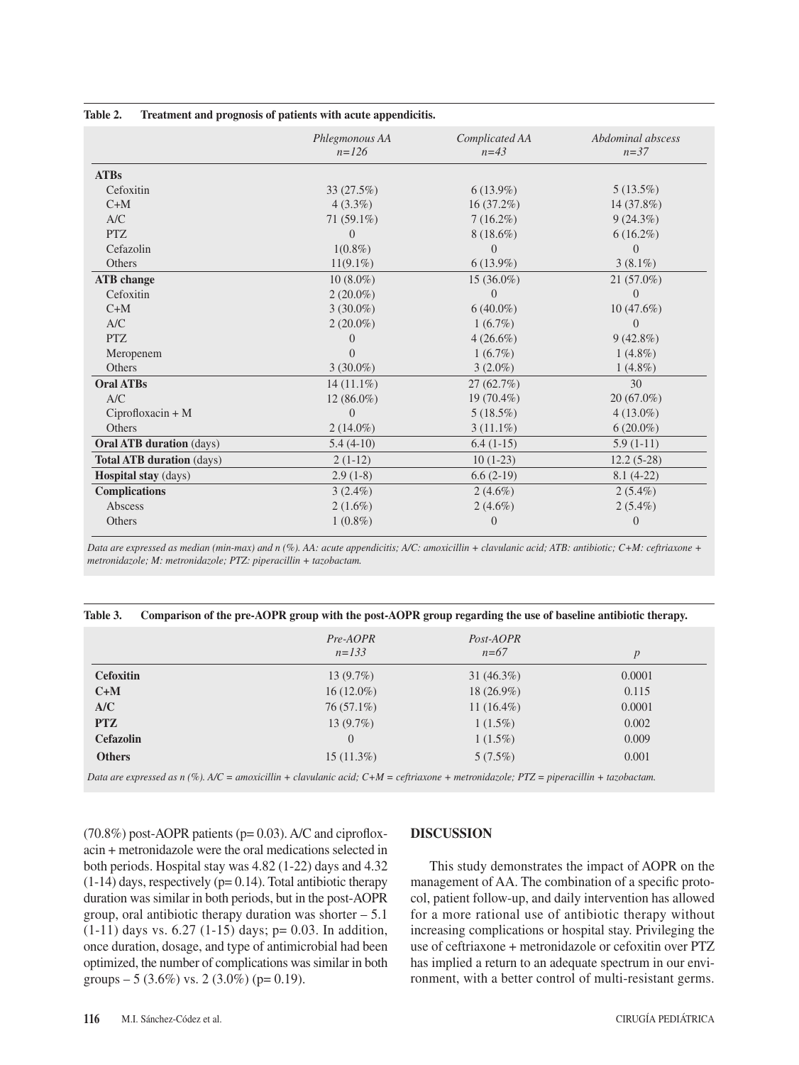**Table 2. Treatment and prognosis of patients with acute appendicitis.**

| | *Phlegmonous AA n=126* | *Complicated AA n=43* | *Abdominal abscess n=37* |
|---|---|---|---|
| **ATBs** | | | |
| Cefoxitin | 33 (27.5%) | 6 (13.9%) | 5 (13.5%) |
| C+M | 4 (3.3%) | 16 (37.2%) | 14 (37.8%) |
| A/C | 71 (59.1%) | 7 (16.2%) | 9 (24.3%) |
| PTZ | 0 | 8 (18.6%) | 6 (16.2%) |
| Cefazolin | 1(0.8%) | 0 | 0 |
| Others | 11(9.1%) | 6 (13.9%) | 3 (8.1%) |
| **ATB change** | 10 (8.0%) | 15 (36.0%) | 21 (57.0%) |
| Cefoxitin | 2 (20.0%) | 0 | 0 |
| C+M | 3 (30.0%) | 6 (40.0%) | 10 (47.6%) |
| A/C | 2 (20.0%) | 1 (6.7%) | 0 |
| PTZ | 0 | 4 (26.6%) | 9 (42.8%) |
| Meropenem | 0 | 1 (6.7%) | 1 (4.8%) |
| Others | 3 (30.0%) | 3 (2.0%) | 1 (4.8%) |
| **Oral ATBs** | 14 (11.1%) | 27 (62.7%) | 30 |
| A/C | 12 (86.0%) | 19 (70.4%) | 20 (67.0%) |
| Ciprofloxacin + M | 0 | 5 (18.5%) | 4 (13.0%) |
| Others | 2 (14.0%) | 3 (11.1%) | 6 (20.0%) |
| **Oral ATB duration** (days) | 5.4 (4-10) | 6.4 (1-15) | 5.9 (1-11) |
| **Total ATB duration** (days) | 2 (1-12) | 10 (1-23) | 12.2 (5-28) |
| **Hospital stay** (days) | 2.9 (1-8) | 6.6 (2-19) | 8.1 (4-22) |
| **Complications** | 3 (2.4%) | 2 (4.6%) | 2 (5.4%) |
| Abscess | 2 (1.6%) | 2 (4.6%) | 2 (5.4%) |
| Others | 1 (0.8%) | 0 | 0 |

*Data are expressed as median (min-max) and n (%). AA: acute appendicitis; A/C: amoxicillin + clavulanic acid; ATB: antibiotic; C+M: ceftriaxone + metronidazole; M: metronidazole; PTZ: piperacillin + tazobactam.*

**Table 3. Comparison of the pre-AOPR group with the post-AOPR group regarding the use of baseline antibiotic therapy.**

| | *Pre-AOPR n=133* | *Post-AOPR n=67* | *p* |
|---|---|---|---|
| **Cefoxitin** | 13 (9.7%) | 31 (46.3%) | 0.0001 |
| **C+M** | 16 (12.0%) | 18 (26.9%) | 0.115 |
| **A/C** | 76 (57.1%) | 11 (16.4%) | 0.0001 |
| **PTZ** | 13 (9.7%) | 1 (1.5%) | 0.002 |
| **Cefazolin** | 0 | 1 (1.5%) | 0.009 |
| **Others** | 15 (11.3%) | 5 (7.5%) | 0.001 |

*Data are expressed as n (%). A/C = amoxicillin + clavulanic acid; C+M = ceftriaxone + metronidazole; PTZ = piperacillin + tazobactam.*

(70.8%) post-AOPR patients (p= 0.03). A/C and ciprofloxacin + metronidazole were the oral medications selected in both periods. Hospital stay was 4.82 (1-22) days and 4.32 (1-14) days, respectively (p= 0.14). Total antibiotic therapy duration was similar in both periods, but in the post-AOPR group, oral antibiotic therapy duration was shorter – 5.1 (1-11) days vs. 6.27 (1-15) days; p= 0.03. In addition, once duration, dosage, and type of antimicrobial had been optimized, the number of complications was similar in both groups – 5 (3.6%) vs. 2 (3.0%) (p= 0.19).

## DISCUSSION

This study demonstrates the impact of AOPR on the management of AA. The combination of a specific protocol, patient follow-up, and daily intervention has allowed for a more rational use of antibiotic therapy without increasing complications or hospital stay. Privileging the use of ceftriaxone + metronidazole or cefoxitin over PTZ has implied a return to an adequate spectrum in our environment, with a better control of multi-resistant germs.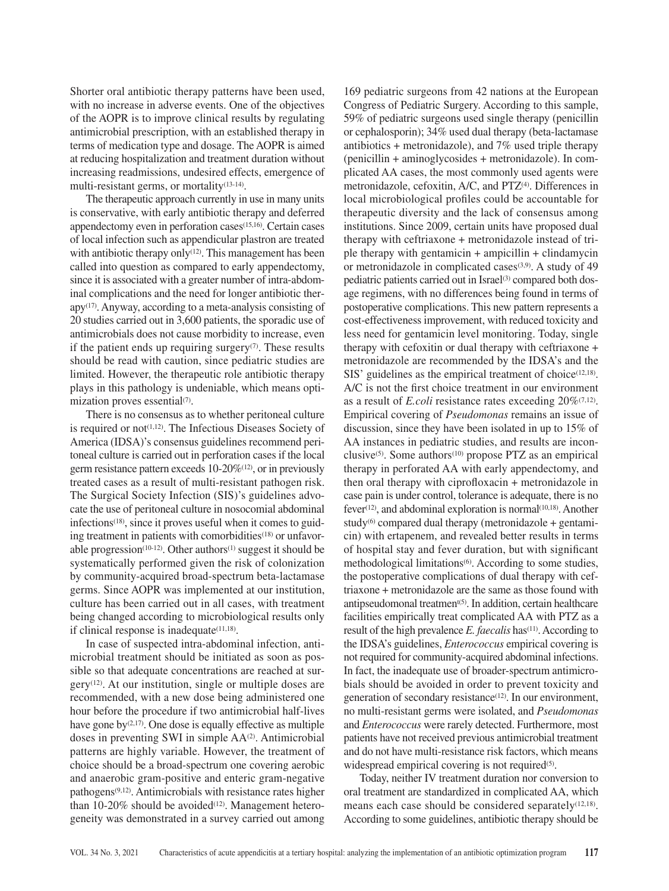Shorter oral antibiotic therapy patterns have been used, with no increase in adverse events. One of the objectives of the AOPR is to improve clinical results by regulating antimicrobial prescription, with an established therapy in terms of medication type and dosage. The AOPR is aimed at reducing hospitalization and treatment duration without increasing readmissions, undesired effects, emergence of multi-resistant germs, or mortality[13-14].

The therapeutic approach currently in use in many units is conservative, with early antibiotic therapy and deferred appendectomy even in perforation cases[15,16]. Certain cases of local infection such as appendicular plastron are treated with antibiotic therapy only[12]. This management has been called into question as compared to early appendectomy, since it is associated with a greater number of intra-abdominal complications and the need for longer antibiotic therapy[17]. Anyway, according to a meta-analysis consisting of 20 studies carried out in 3,600 patients, the sporadic use of antimicrobials does not cause morbidity to increase, even if the patient ends up requiring surgery[7]. These results should be read with caution, since pediatric studies are limited. However, the therapeutic role antibiotic therapy plays in this pathology is undeniable, which means optimization proves essential[7].

There is no consensus as to whether peritoneal culture is required or not[1,12]. The Infectious Diseases Society of America (IDSA)'s consensus guidelines recommend peritoneal culture is carried out in perforation cases if the local germ resistance pattern exceeds 10-20%[12], or in previously treated cases as a result of multi-resistant pathogen risk. The Surgical Society Infection (SIS)'s guidelines advocate the use of peritoneal culture in nosocomial abdominal infections[18], since it proves useful when it comes to guiding treatment in patients with comorbidities[18] or unfavorable progression[10-12]. Other authors[1] suggest it should be systematically performed given the risk of colonization by community-acquired broad-spectrum beta-lactamase germs. Since AOPR was implemented at our institution, culture has been carried out in all cases, with treatment being changed according to microbiological results only if clinical response is inadequate[11,18].

In case of suspected intra-abdominal infection, antimicrobial treatment should be initiated as soon as possible so that adequate concentrations are reached at surgery[12]. At our institution, single or multiple doses are recommended, with a new dose being administered one hour before the procedure if two antimicrobial half-lives have gone by[2,17]. One dose is equally effective as multiple doses in preventing SWI in simple AA[2]. Antimicrobial patterns are highly variable. However, the treatment of choice should be a broad-spectrum one covering aerobic and anaerobic gram-positive and enteric gram-negative pathogens[9,12]. Antimicrobials with resistance rates higher than 10-20% should be avoided[12]. Management heterogeneity was demonstrated in a survey carried out among 169 pediatric surgeons from 42 nations at the European Congress of Pediatric Surgery. According to this sample, 59% of pediatric surgeons used single therapy (penicillin or cephalosporin); 34% used dual therapy (beta-lactamase antibiotics + metronidazole), and 7% used triple therapy (penicillin + aminoglycosides + metronidazole). In complicated AA cases, the most commonly used agents were metronidazole, cefoxitin, A/C, and PTZ[4]. Differences in local microbiological profiles could be accountable for therapeutic diversity and the lack of consensus among institutions. Since 2009, certain units have proposed dual therapy with ceftriaxone + metronidazole instead of triple therapy with gentamicin + ampicillin + clindamycin or metronidazole in complicated cases[3,9]. A study of 49 pediatric patients carried out in Israel[3] compared both dosage regimens, with no differences being found in terms of postoperative complications. This new pattern represents a cost-effectiveness improvement, with reduced toxicity and less need for gentamicin level monitoring. Today, single therapy with cefoxitin or dual therapy with ceftriaxone + metronidazole are recommended by the IDSA's and the SIS' guidelines as the empirical treatment of choice[12,18]. A/C is not the first choice treatment in our environment as a result of *E.coli* resistance rates exceeding 20%[7,12]. Empirical covering of *Pseudomonas* remains an issue of discussion, since they have been isolated in up to 15% of AA instances in pediatric studies, and results are inconclusive[5]. Some authors[10] propose PTZ as an empirical therapy in perforated AA with early appendectomy, and then oral therapy with ciprofloxacin + metronidazole in case pain is under control, tolerance is adequate, there is no fever[12], and abdominal exploration is normal[10,18]. Another study[6] compared dual therapy (metronidazole + gentamicin) with ertapenem, and revealed better results in terms of hospital stay and fever duration, but with significant methodological limitations[6]. According to some studies, the postoperative complications of dual therapy with ceftriaxone + metronidazole are the same as those found with antipseudomonal treatment[5]. In addition, certain healthcare facilities empirically treat complicated AA with PTZ as a result of the high prevalence *E. faecalis* has[11]. According to the IDSA's guidelines, *Enterococcus* empirical covering is not required for community-acquired abdominal infections. In fact, the inadequate use of broader-spectrum antimicrobials should be avoided in order to prevent toxicity and generation of secondary resistance[12]. In our environment, no multi-resistant germs were isolated, and *Pseudomonas* and *Enterococcus* were rarely detected. Furthermore, most patients have not received previous antimicrobial treatment and do not have multi-resistance risk factors, which means widespread empirical covering is not required[5].

Today, neither IV treatment duration nor conversion to oral treatment are standardized in complicated AA, which means each case should be considered separately[12,18]. According to some guidelines, antibiotic therapy should be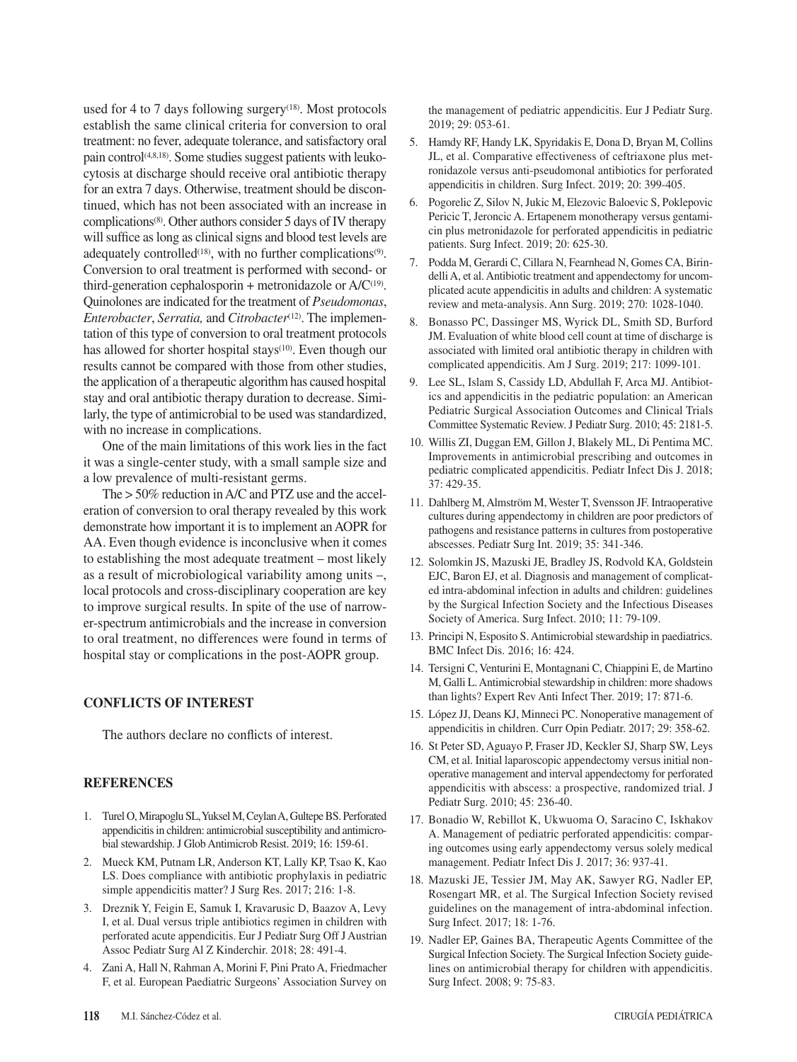used for 4 to 7 days following surgery[18]. Most protocols establish the same clinical criteria for conversion to oral treatment: no fever, adequate tolerance, and satisfactory oral pain control[4,8,18]. Some studies suggest patients with leukocytosis at discharge should receive oral antibiotic therapy for an extra 7 days. Otherwise, treatment should be discontinued, which has not been associated with an increase in complications[8]. Other authors consider 5 days of IV therapy will suffice as long as clinical signs and blood test levels are adequately controlled[18], with no further complications[9]. Conversion to oral treatment is performed with second- or third-generation cephalosporin + metronidazole or A/C[19]. Quinolones are indicated for the treatment of *Pseudomonas*, *Enterobacter*, *Serratia,* and *Citrobacter*[12]. The implementation of this type of conversion to oral treatment protocols has allowed for shorter hospital stays[10]. Even though our results cannot be compared with those from other studies, the application of a therapeutic algorithm has caused hospital stay and oral antibiotic therapy duration to decrease. Similarly, the type of antimicrobial to be used was standardized, with no increase in complications.

One of the main limitations of this work lies in the fact it was a single-center study, with a small sample size and a low prevalence of multi-resistant germs.

The > 50% reduction in A/C and PTZ use and the acceleration of conversion to oral therapy revealed by this work demonstrate how important it is to implement an AOPR for AA. Even though evidence is inconclusive when it comes to establishing the most adequate treatment – most likely as a result of microbiological variability among units –, local protocols and cross-disciplinary cooperation are key to improve surgical results. In spite of the use of narrower-spectrum antimicrobials and the increase in conversion to oral treatment, no differences were found in terms of hospital stay or complications in the post-AOPR group.

## CONFLICTS OF INTEREST

The authors declare no conflicts of interest.

## REFERENCES

1. Turel O, Mirapoglu SL, Yuksel M, Ceylan A, Gultepe BS. Perforated appendicitis in children: antimicrobial susceptibility and antimicrobial stewardship. J Glob Antimicrob Resist. 2019; 16: 159-61.
2. Mueck KM, Putnam LR, Anderson KT, Lally KP, Tsao K, Kao LS. Does compliance with antibiotic prophylaxis in pediatric simple appendicitis matter? J Surg Res. 2017; 216: 1-8.
3. Dreznik Y, Feigin E, Samuk I, Kravarusic D, Baazov A, Levy I, et al. Dual versus triple antibiotics regimen in children with perforated acute appendicitis. Eur J Pediatr Surg Off J Austrian Assoc Pediatr Surg Al Z Kinderchir. 2018; 28: 491-4.
4. Zani A, Hall N, Rahman A, Morini F, Pini Prato A, Friedmacher F, et al. European Paediatric Surgeons' Association Survey on the management of pediatric appendicitis. Eur J Pediatr Surg. 2019; 29: 053-61.
5. Hamdy RF, Handy LK, Spyridakis E, Dona D, Bryan M, Collins JL, et al. Comparative effectiveness of ceftriaxone plus metronidazole versus anti-pseudomonal antibiotics for perforated appendicitis in children. Surg Infect. 2019; 20: 399-405.
6. Pogorelic Z, Silov N, Jukic M, Elezovic Baloevic S, Poklepovic Pericic T, Jeroncic A. Ertapenem monotherapy versus gentamicin plus metronidazole for perforated appendicitis in pediatric patients. Surg Infect. 2019; 20: 625-30.
7. Podda M, Gerardi C, Cillara N, Fearnhead N, Gomes CA, Birindelli A, et al. Antibiotic treatment and appendectomy for uncomplicated acute appendicitis in adults and children: A systematic review and meta-analysis. Ann Surg. 2019; 270: 1028-1040.
8. Bonasso PC, Dassinger MS, Wyrick DL, Smith SD, Burford JM. Evaluation of white blood cell count at time of discharge is associated with limited oral antibiotic therapy in children with complicated appendicitis. Am J Surg. 2019; 217: 1099-101.
9. Lee SL, Islam S, Cassidy LD, Abdullah F, Arca MJ. Antibiotics and appendicitis in the pediatric population: an American Pediatric Surgical Association Outcomes and Clinical Trials Committee Systematic Review. J Pediatr Surg. 2010; 45: 2181-5.
10. Willis ZI, Duggan EM, Gillon J, Blakely ML, Di Pentima MC. Improvements in antimicrobial prescribing and outcomes in pediatric complicated appendicitis. Pediatr Infect Dis J. 2018; 37: 429-35.
11. Dahlberg M, Almström M, Wester T, Svensson JF. Intraoperative cultures during appendectomy in children are poor predictors of pathogens and resistance patterns in cultures from postoperative abscesses. Pediatr Surg Int. 2019; 35: 341-346.
12. Solomkin JS, Mazuski JE, Bradley JS, Rodvold KA, Goldstein EJC, Baron EJ, et al. Diagnosis and management of complicated intra-abdominal infection in adults and children: guidelines by the Surgical Infection Society and the Infectious Diseases Society of America. Surg Infect. 2010; 11: 79-109.
13. Principi N, Esposito S. Antimicrobial stewardship in paediatrics. BMC Infect Dis. 2016; 16: 424.
14. Tersigni C, Venturini E, Montagnani C, Chiappini E, de Martino M, Galli L. Antimicrobial stewardship in children: more shadows than lights? Expert Rev Anti Infect Ther. 2019; 17: 871-6.
15. López JJ, Deans KJ, Minneci PC. Nonoperative management of appendicitis in children. Curr Opin Pediatr. 2017; 29: 358-62.
16. St Peter SD, Aguayo P, Fraser JD, Keckler SJ, Sharp SW, Leys CM, et al. Initial laparoscopic appendectomy versus initial nonoperative management and interval appendectomy for perforated appendicitis with abscess: a prospective, randomized trial. J Pediatr Surg. 2010; 45: 236-40.
17. Bonadio W, Rebillot K, Ukwuoma O, Saracino C, Iskhakov A. Management of pediatric perforated appendicitis: comparing outcomes using early appendectomy versus solely medical management. Pediatr Infect Dis J. 2017; 36: 937-41.
18. Mazuski JE, Tessier JM, May AK, Sawyer RG, Nadler EP, Rosengart MR, et al. The Surgical Infection Society revised guidelines on the management of intra-abdominal infection. Surg Infect. 2017; 18: 1-76.
19. Nadler EP, Gaines BA, Therapeutic Agents Committee of the Surgical Infection Society. The Surgical Infection Society guidelines on antimicrobial therapy for children with appendicitis. Surg Infect. 2008; 9: 75-83.